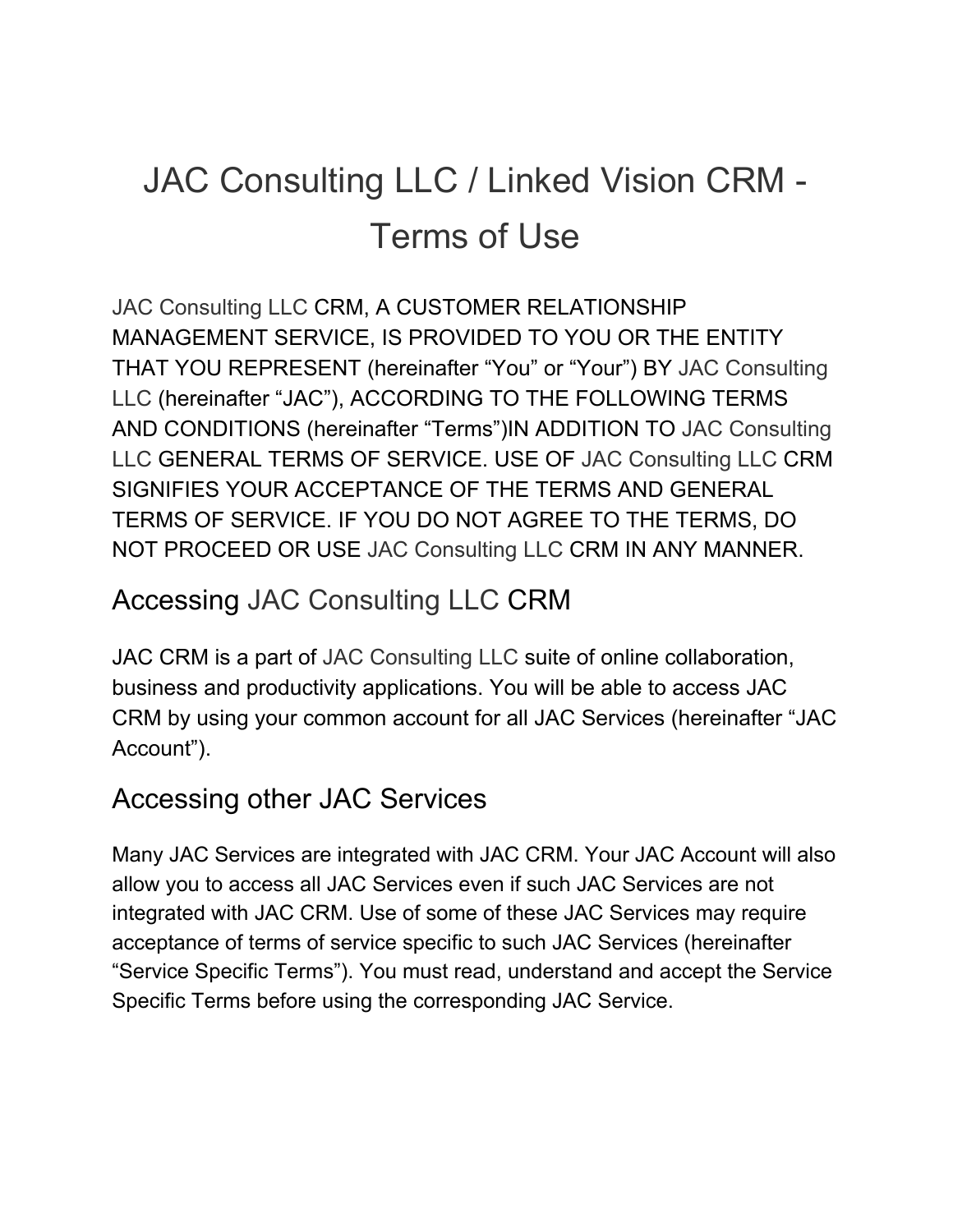# JAC Consulting LLC / Linked Vision CRM - Terms of Use

JAC Consulting LLC CRM, A CUSTOMER RELATIONSHIP MANAGEMENT SERVICE, IS PROVIDED TO YOU OR THE ENTITY THAT YOU REPRESENT (hereinafter "You" or "Your") BY JAC Consulting LLC (hereinafter "JAC"), ACCORDING TO THE FOLLOWING TERMS AND CONDITIONS (hereinafter "Terms")IN ADDITION TO JAC Consulting LLC GENERAL TERMS OF SERVICE. USE OF JAC Consulting LLC CRM SIGNIFIES YOUR ACCEPTANCE OF THE TERMS AND GENERAL TERMS OF SERVICE. IF YOU DO NOT AGREE TO THE TERMS, DO NOT PROCEED OR USE JAC Consulting LLC CRM IN ANY MANNER.

## Accessing JAC Consulting LLC CRM

JAC CRM is a part of JAC Consulting LLC suite of online collaboration, business and productivity applications. You will be able to access JAC CRM by using your common account for all JAC Services (hereinafter "JAC Account").

## Accessing other JAC Services

Many JAC Services are integrated with JAC CRM. Your JAC Account will also allow you to access all JAC Services even if such JAC Services are not integrated with JAC CRM. Use of some of these JAC Services may require acceptance of terms of service specific to such JAC Services (hereinafter "Service Specific Terms"). You must read, understand and accept the Service Specific Terms before using the corresponding JAC Service.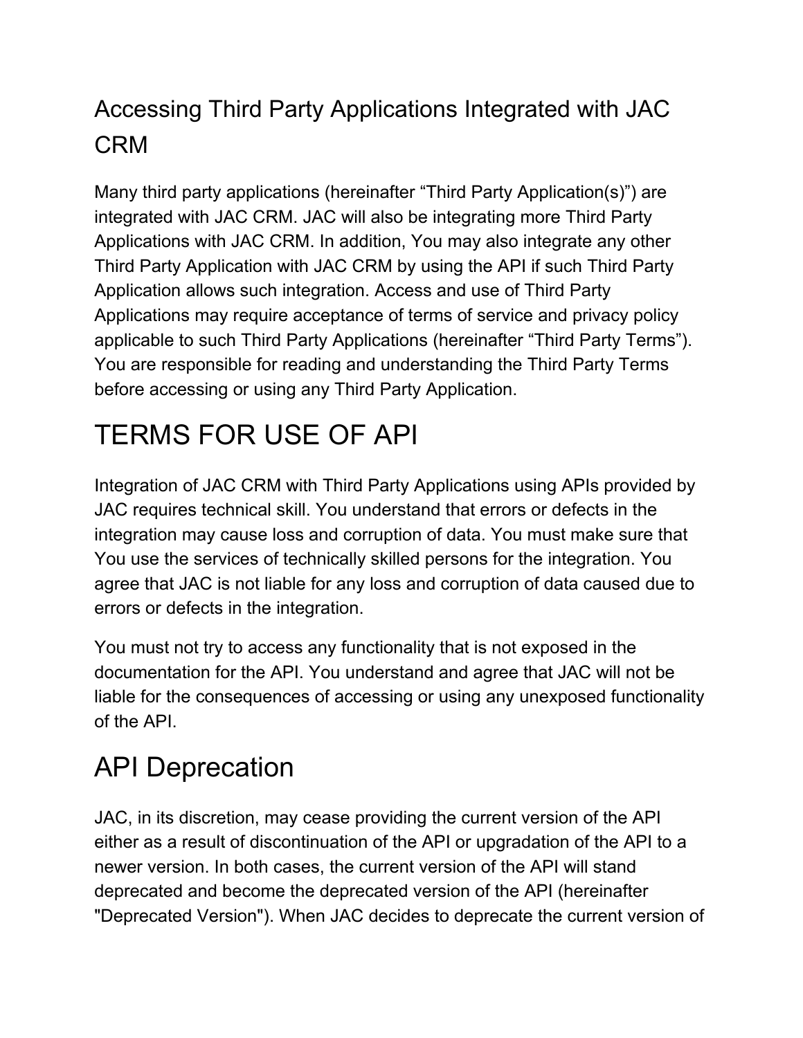## Accessing Third Party Applications Integrated with JAC CRM

Many third party applications (hereinafter “Third Party Application(s)”) are integrated with JAC CRM. JAC will also be integrating more Third Party Applications with JAC CRM. In addition, You may also integrate any other Third Party Application with JAC CRM by using the API if such Third Party Application allows such integration. Access and use of Third Party Applications may require acceptance of terms of service and privacy policy applicable to such Third Party Applications (hereinafter “Third Party Terms”). You are responsible for reading and understanding the Third Party Terms before accessing or using any Third Party Application.

# TERMS FOR USE OF API

Integration of JAC CRM with Third Party Applications using APIs provided by JAC requires technical skill. You understand that errors or defects in the integration may cause loss and corruption of data. You must make sure that You use the services of technically skilled persons for the integration. You agree that JAC is not liable for any loss and corruption of data caused due to errors or defects in the integration.

You must not try to access any functionality that is not exposed in the documentation for the API. You understand and agree that JAC will not be liable for the consequences of accessing or using any unexposed functionality of the API.

# API Deprecation

JAC, in its discretion, may cease providing the current version of the API either as a result of discontinuation of the API or upgradation of the API to a newer version. In both cases, the current version of the API will stand deprecated and become the deprecated version of the API (hereinafter "Deprecated Version"). When JAC decides to deprecate the current version of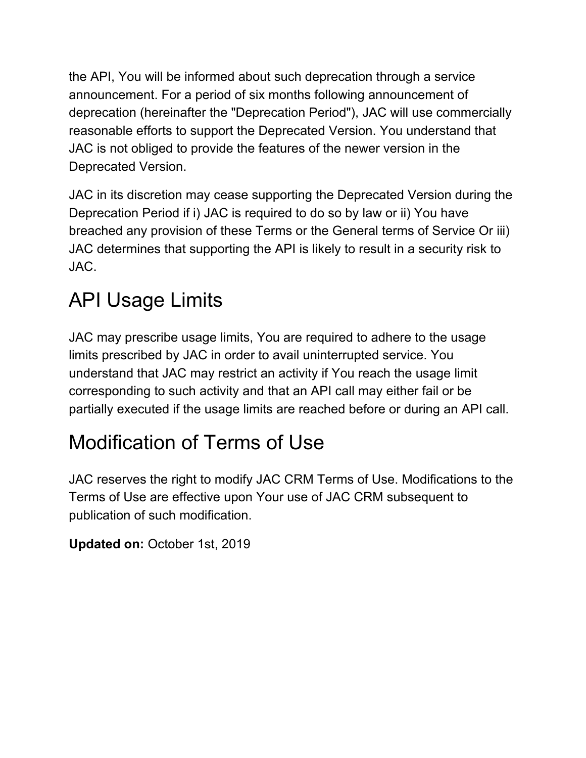the API, You will be informed about such deprecation through a service announcement. For a period of six months following announcement of deprecation (hereinafter the "Deprecation Period"), JAC will use commercially reasonable efforts to support the Deprecated Version. You understand that JAC is not obliged to provide the features of the newer version in the Deprecated Version.

JAC in its discretion may cease supporting the Deprecated Version during the Deprecation Period if i) JAC is required to do so by law or ii) You have breached any provision of these Terms or the General terms of Service Or iii) JAC determines that supporting the API is likely to result in a security risk to JAC.

## API Usage Limits

JAC may prescribe usage limits, You are required to adhere to the usage limits prescribed by JAC in order to avail uninterrupted service. You understand that JAC may restrict an activity if You reach the usage limit corresponding to such activity and that an API call may either fail or be partially executed if the usage limits are reached before or during an API call.

## Modification of Terms of Use

JAC reserves the right to modify JAC CRM Terms of Use. Modifications to the Terms of Use are effective upon Your use of JAC CRM subsequent to publication of such modification.

**Updated on:** October 1st, 2019